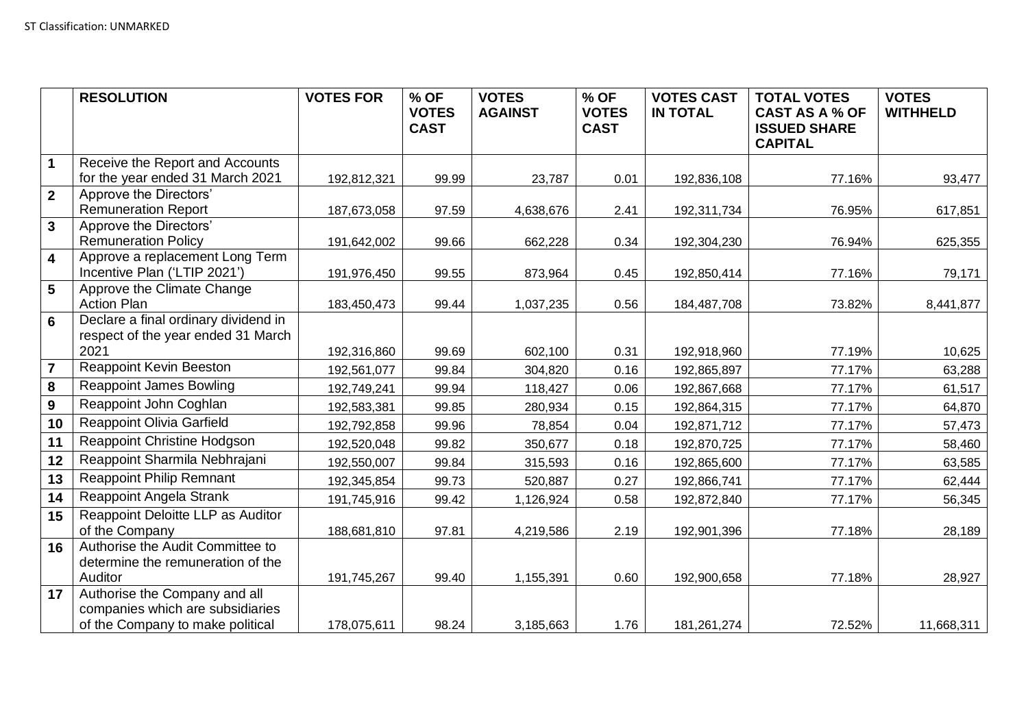ST Classification: UNMARKED

| | RESOLUTION | VOTES FOR | % OF VOTES CAST | VOTES AGAINST | % OF VOTES CAST | VOTES CAST IN TOTAL | TOTAL VOTES CAST AS A % OF ISSUED SHARE CAPITAL | VOTES WITHHELD |
|---|---|---|---|---|---|---|---|---|
| 1 | Receive the Report and Accounts for the year ended 31 March 2021 | 192,812,321 | 99.99 | 23,787 | 0.01 | 192,836,108 | 77.16% | 93,477 |
| 2 | Approve the Directors' Remuneration Report | 187,673,058 | 97.59 | 4,638,676 | 2.41 | 192,311,734 | 76.95% | 617,851 |
| 3 | Approve the Directors' Remuneration Policy | 191,642,002 | 99.66 | 662,228 | 0.34 | 192,304,230 | 76.94% | 625,355 |
| 4 | Approve a replacement Long Term Incentive Plan ('LTIP 2021') | 191,976,450 | 99.55 | 873,964 | 0.45 | 192,850,414 | 77.16% | 79,171 |
| 5 | Approve the Climate Change Action Plan | 183,450,473 | 99.44 | 1,037,235 | 0.56 | 184,487,708 | 73.82% | 8,441,877 |
| 6 | Declare a final ordinary dividend in respect of the year ended 31 March 2021 | 192,316,860 | 99.69 | 602,100 | 0.31 | 192,918,960 | 77.19% | 10,625 |
| 7 | Reappoint Kevin Beeston | 192,561,077 | 99.84 | 304,820 | 0.16 | 192,865,897 | 77.17% | 63,288 |
| 8 | Reappoint James Bowling | 192,749,241 | 99.94 | 118,427 | 0.06 | 192,867,668 | 77.17% | 61,517 |
| 9 | Reappoint John Coghlan | 192,583,381 | 99.85 | 280,934 | 0.15 | 192,864,315 | 77.17% | 64,870 |
| 10 | Reappoint Olivia Garfield | 192,792,858 | 99.96 | 78,854 | 0.04 | 192,871,712 | 77.17% | 57,473 |
| 11 | Reappoint Christine Hodgson | 192,520,048 | 99.82 | 350,677 | 0.18 | 192,870,725 | 77.17% | 58,460 |
| 12 | Reappoint Sharmila Nebhrajani | 192,550,007 | 99.84 | 315,593 | 0.16 | 192,865,600 | 77.17% | 63,585 |
| 13 | Reappoint Philip Remnant | 192,345,854 | 99.73 | 520,887 | 0.27 | 192,866,741 | 77.17% | 62,444 |
| 14 | Reappoint Angela Strank | 191,745,916 | 99.42 | 1,126,924 | 0.58 | 192,872,840 | 77.17% | 56,345 |
| 15 | Reappoint Deloitte LLP as Auditor of the Company | 188,681,810 | 97.81 | 4,219,586 | 2.19 | 192,901,396 | 77.18% | 28,189 |
| 16 | Authorise the Audit Committee to determine the remuneration of the Auditor | 191,745,267 | 99.40 | 1,155,391 | 0.60 | 192,900,658 | 77.18% | 28,927 |
| 17 | Authorise the Company and all companies which are subsidiaries of the Company to make political | 178,075,611 | 98.24 | 3,185,663 | 1.76 | 181,261,274 | 72.52% | 11,668,311 |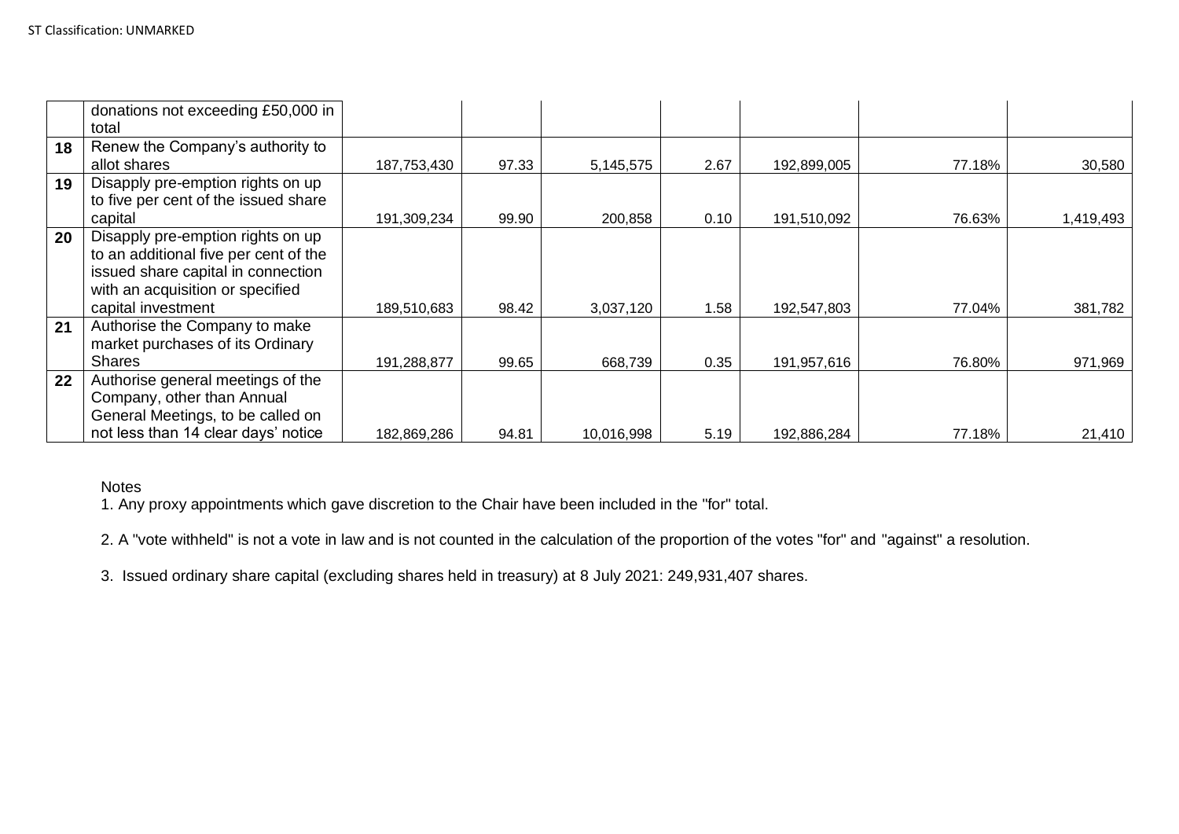| | | | | | | | | |
|---|---|---|---|---|---|---|---|---|
| | donations not exceeding £50,000 in total | | | | | | | |
| **18** | Renew the Company's authority to allot shares | 187,753,430 | 97.33 | 5,145,575 | 2.67 | 192,899,005 | 77.18% | 30,580 |
| **19** | Disapply pre-emption rights on up to five per cent of the issued share capital | 191,309,234 | 99.90 | 200,858 | 0.10 | 191,510,092 | 76.63% | 1,419,493 |
| **20** | Disapply pre-emption rights on up to an additional five per cent of the issued share capital in connection with an acquisition or specified capital investment | 189,510,683 | 98.42 | 3,037,120 | 1.58 | 192,547,803 | 77.04% | 381,782 |
| **21** | Authorise the Company to make market purchases of its Ordinary Shares | 191,288,877 | 99.65 | 668,739 | 0.35 | 191,957,616 | 76.80% | 971,969 |
| **22** | Authorise general meetings of the Company, other than Annual General Meetings, to be called on not less than 14 clear days' notice | 182,869,286 | 94.81 | 10,016,998 | 5.19 | 192,886,284 | 77.18% | 21,410 |

Notes

1. Any proxy appointments which gave discretion to the Chair have been included in the "for" total.

2. A "vote withheld" is not a vote in law and is not counted in the calculation of the proportion of the votes "for" and "against" a resolution.

3. Issued ordinary share capital (excluding shares held in treasury) at 8 July 2021: 249,931,407 shares.